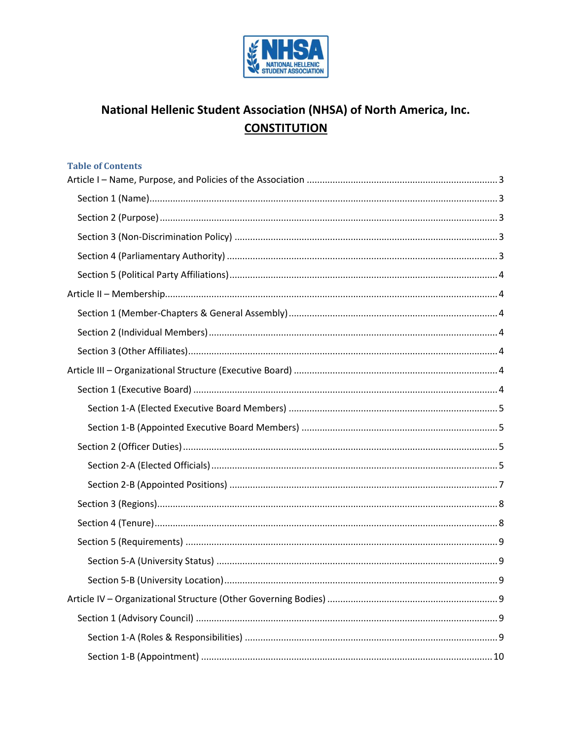# National Hellenic Student Association (NHSA) of North America, Inc.

## CONSTITUTION

### Table of Contents

Article I – Name, Purpose, and Policies of the Association ........ 3

- Section 1 (Name) ........ 3
- Section 2 (Purpose) ........ 3
- Section 3 (Non-Discrimination Policy) ........ 3
- Section 4 (Parliamentary Authority) ........ 3
- Section 5 (Political Party Affiliations) ........ 4

Article II – Membership ........ 4

- Section 1 (Member-Chapters & General Assembly) ........ 4
- Section 2 (Individual Members) ........ 4
- Section 3 (Other Affiliates) ........ 4

Article III – Organizational Structure (Executive Board) ........ 4

- Section 1 (Executive Board) ........ 4
  - Section 1-A (Elected Executive Board Members) ........ 5
  - Section 1-B (Appointed Executive Board Members) ........ 5
- Section 2 (Officer Duties) ........ 5
  - Section 2-A (Elected Officials) ........ 5
  - Section 2-B (Appointed Positions) ........ 7
- Section 3 (Regions) ........ 8
- Section 4 (Tenure) ........ 8
- Section 5 (Requirements) ........ 9
  - Section 5-A (University Status) ........ 9
  - Section 5-B (University Location) ........ 9

Article IV – Organizational Structure (Other Governing Bodies) ........ 9

- Section 1 (Advisory Council) ........ 9
  - Section 1-A (Roles & Responsibilities) ........ 9
  - Section 1-B (Appointment) ........ 10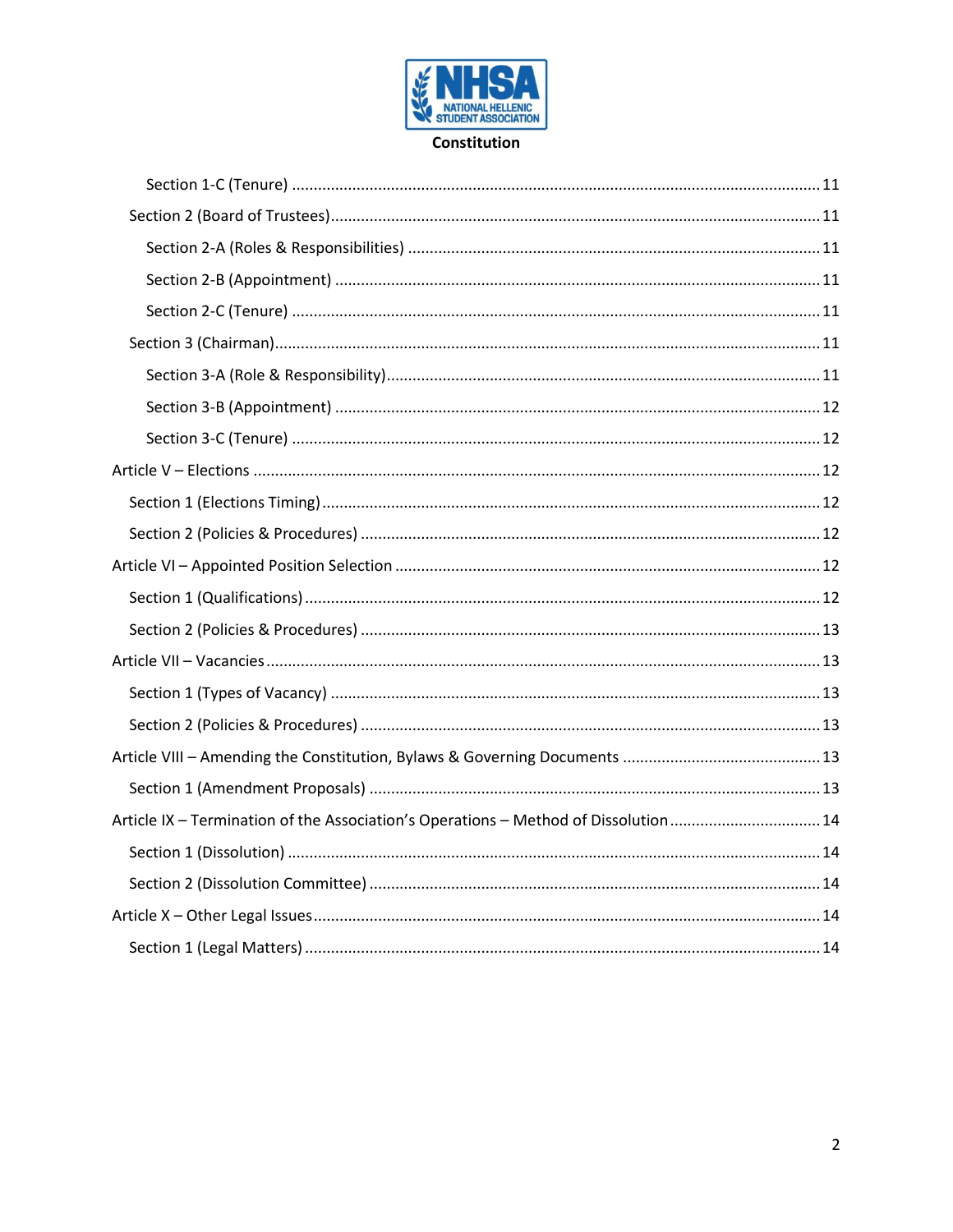**Constitution**

- Section 1-C (Tenure) .......... 11
- Section 2 (Board of Trustees) .......... 11
  - Section 2-A (Roles & Responsibilities) .......... 11
  - Section 2-B (Appointment) .......... 11
  - Section 2-C (Tenure) .......... 11
- Section 3 (Chairman) .......... 11
  - Section 3-A (Role & Responsibility) .......... 11
  - Section 3-B (Appointment) .......... 12
  - Section 3-C (Tenure) .......... 12

Article V – Elections .......... 12
- Section 1 (Elections Timing) .......... 12
- Section 2 (Policies & Procedures) .......... 12

Article VI – Appointed Position Selection .......... 12
- Section 1 (Qualifications) .......... 12
- Section 2 (Policies & Procedures) .......... 13

Article VII – Vacancies .......... 13
- Section 1 (Types of Vacancy) .......... 13
- Section 2 (Policies & Procedures) .......... 13

Article VIII – Amending the Constitution, Bylaws & Governing Documents .......... 13
- Section 1 (Amendment Proposals) .......... 13

Article IX – Termination of the Association's Operations – Method of Dissolution .......... 14
- Section 1 (Dissolution) .......... 14
- Section 2 (Dissolution Committee) .......... 14

Article X – Other Legal Issues .......... 14
- Section 1 (Legal Matters) .......... 14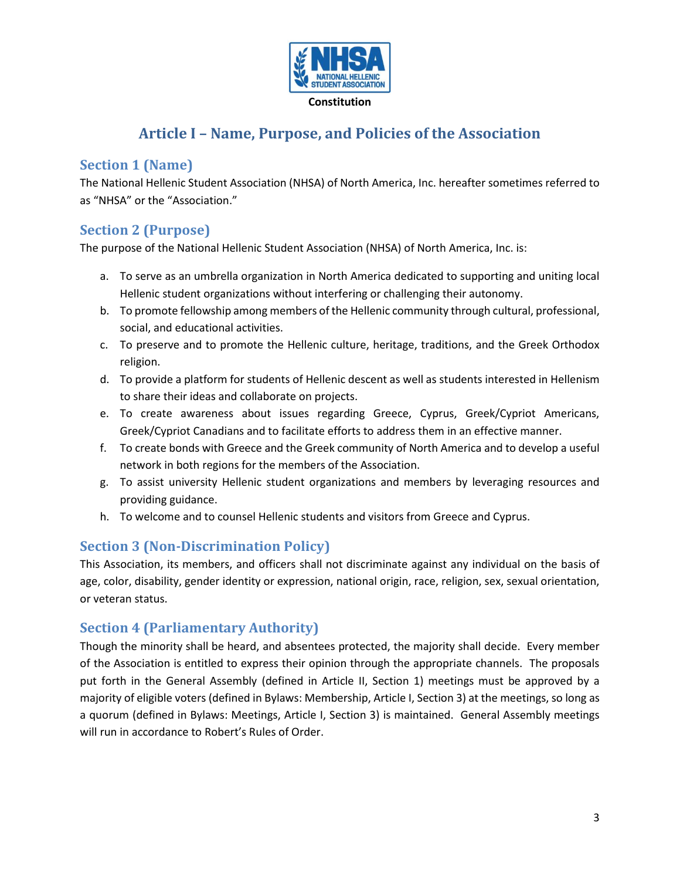NHSA NATIONAL HELLENIC STUDENT ASSOCIATION

**Constitution**

# Article I – Name, Purpose, and Policies of the Association

## Section 1 (Name)

The National Hellenic Student Association (NHSA) of North America, Inc. hereafter sometimes referred to as "NHSA" or the "Association."

## Section 2 (Purpose)

The purpose of the National Hellenic Student Association (NHSA) of North America, Inc. is:

a. To serve as an umbrella organization in North America dedicated to supporting and uniting local Hellenic student organizations without interfering or challenging their autonomy.
b. To promote fellowship among members of the Hellenic community through cultural, professional, social, and educational activities.
c. To preserve and to promote the Hellenic culture, heritage, traditions, and the Greek Orthodox religion.
d. To provide a platform for students of Hellenic descent as well as students interested in Hellenism to share their ideas and collaborate on projects.
e. To create awareness about issues regarding Greece, Cyprus, Greek/Cypriot Americans, Greek/Cypriot Canadians and to facilitate efforts to address them in an effective manner.
f. To create bonds with Greece and the Greek community of North America and to develop a useful network in both regions for the members of the Association.
g. To assist university Hellenic student organizations and members by leveraging resources and providing guidance.
h. To welcome and to counsel Hellenic students and visitors from Greece and Cyprus.

## Section 3 (Non-Discrimination Policy)

This Association, its members, and officers shall not discriminate against any individual on the basis of age, color, disability, gender identity or expression, national origin, race, religion, sex, sexual orientation, or veteran status.

## Section 4 (Parliamentary Authority)

Though the minority shall be heard, and absentees protected, the majority shall decide. Every member of the Association is entitled to express their opinion through the appropriate channels. The proposals put forth in the General Assembly (defined in Article II, Section 1) meetings must be approved by a majority of eligible voters (defined in Bylaws: Membership, Article I, Section 3) at the meetings, so long as a quorum (defined in Bylaws: Meetings, Article I, Section 3) is maintained. General Assembly meetings will run in accordance to Robert's Rules of Order.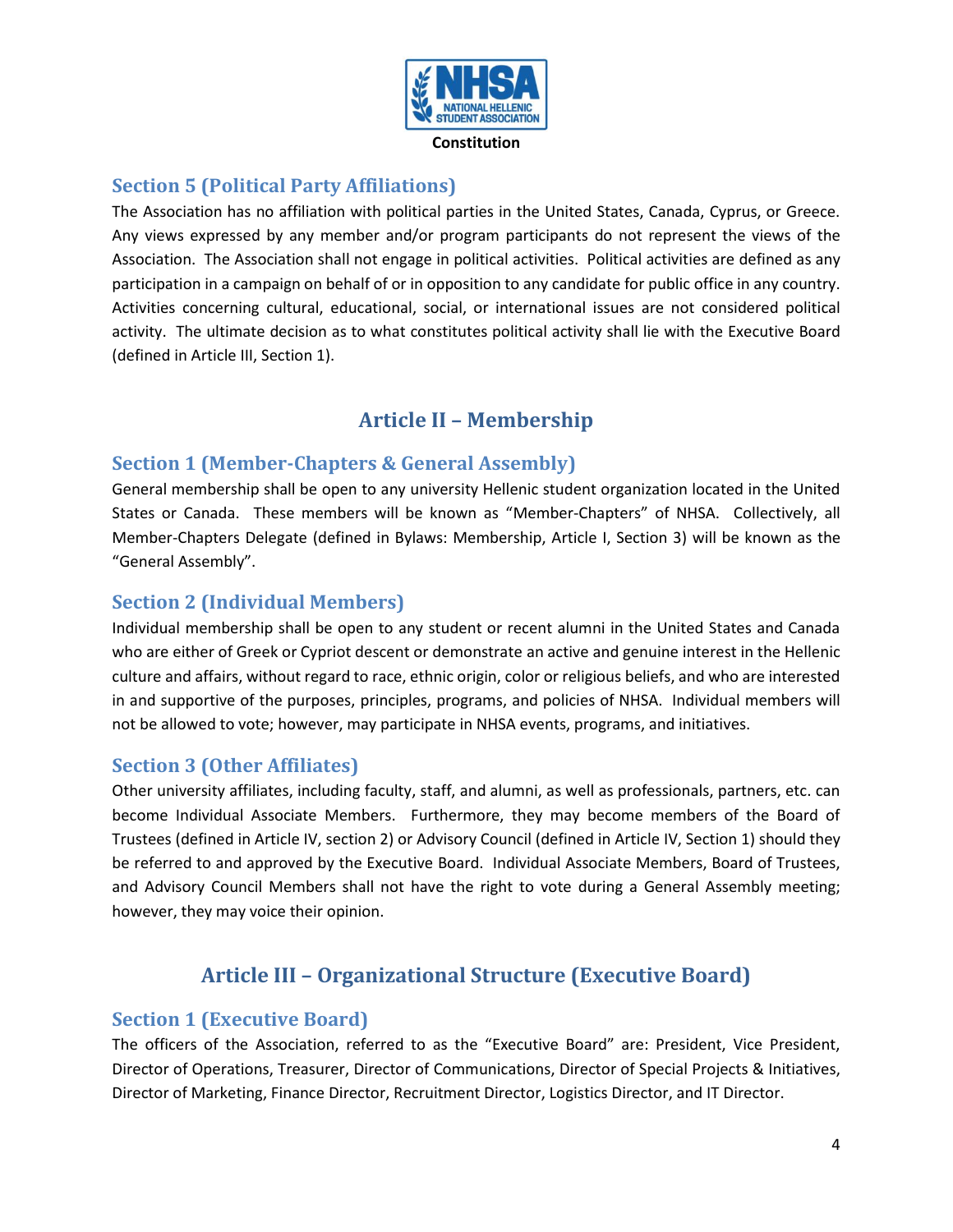## Section 5 (Political Party Affiliations)

The Association has no affiliation with political parties in the United States, Canada, Cyprus, or Greece. Any views expressed by any member and/or program participants do not represent the views of the Association. The Association shall not engage in political activities. Political activities are defined as any participation in a campaign on behalf of or in opposition to any candidate for public office in any country. Activities concerning cultural, educational, social, or international issues are not considered political activity. The ultimate decision as to what constitutes political activity shall lie with the Executive Board (defined in Article III, Section 1).

# Article II – Membership

## Section 1 (Member-Chapters & General Assembly)

General membership shall be open to any university Hellenic student organization located in the United States or Canada. These members will be known as "Member-Chapters" of NHSA. Collectively, all Member-Chapters Delegate (defined in Bylaws: Membership, Article I, Section 3) will be known as the "General Assembly".

## Section 2 (Individual Members)

Individual membership shall be open to any student or recent alumni in the United States and Canada who are either of Greek or Cypriot descent or demonstrate an active and genuine interest in the Hellenic culture and affairs, without regard to race, ethnic origin, color or religious beliefs, and who are interested in and supportive of the purposes, principles, programs, and policies of NHSA. Individual members will not be allowed to vote; however, may participate in NHSA events, programs, and initiatives.

## Section 3 (Other Affiliates)

Other university affiliates, including faculty, staff, and alumni, as well as professionals, partners, etc. can become Individual Associate Members. Furthermore, they may become members of the Board of Trustees (defined in Article IV, section 2) or Advisory Council (defined in Article IV, Section 1) should they be referred to and approved by the Executive Board. Individual Associate Members, Board of Trustees, and Advisory Council Members shall not have the right to vote during a General Assembly meeting; however, they may voice their opinion.

# Article III – Organizational Structure (Executive Board)

## Section 1 (Executive Board)

The officers of the Association, referred to as the "Executive Board" are: President, Vice President, Director of Operations, Treasurer, Director of Communications, Director of Special Projects & Initiatives, Director of Marketing, Finance Director, Recruitment Director, Logistics Director, and IT Director.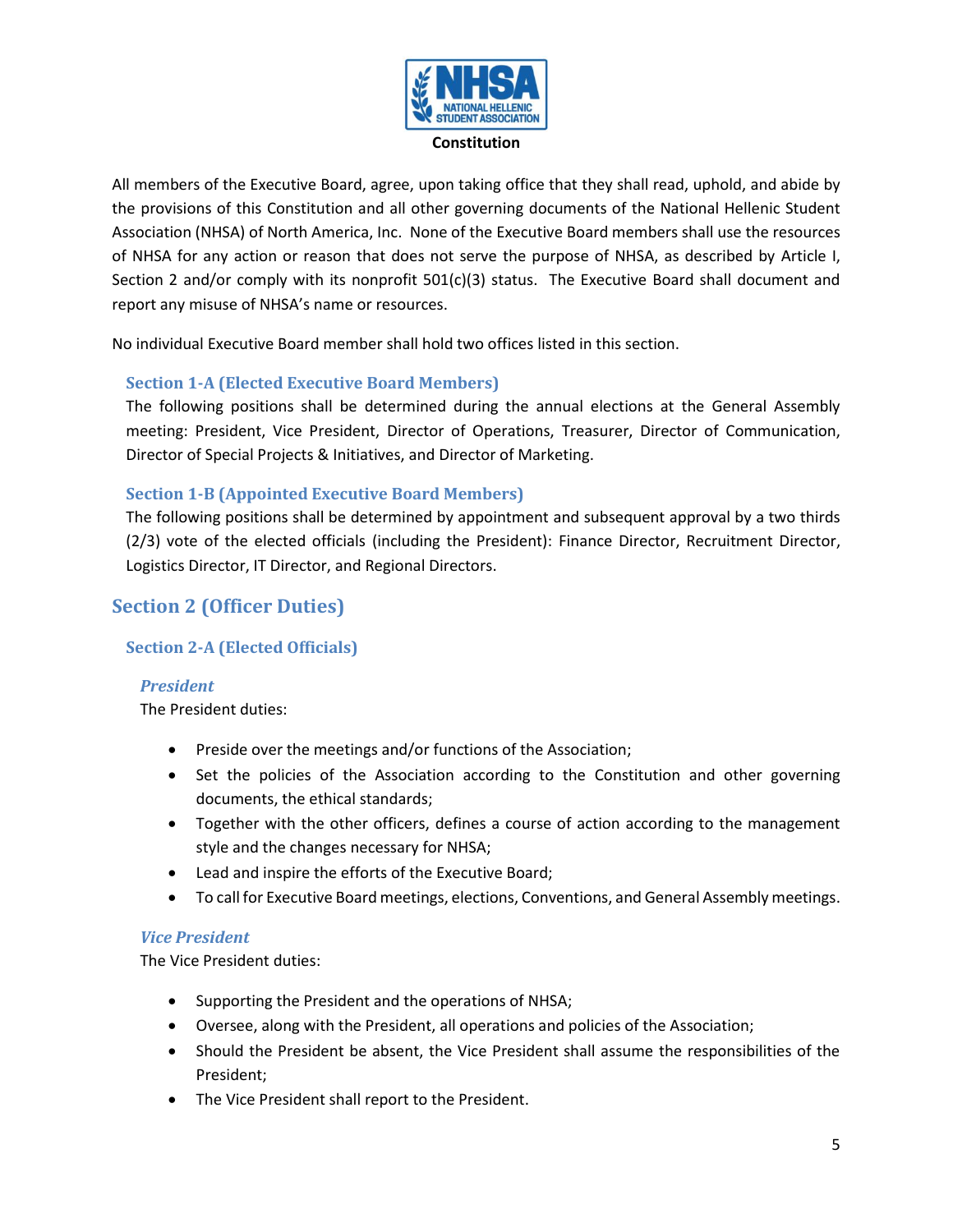All members of the Executive Board, agree, upon taking office that they shall read, uphold, and abide by the provisions of this Constitution and all other governing documents of the National Hellenic Student Association (NHSA) of North America, Inc. None of the Executive Board members shall use the resources of NHSA for any action or reason that does not serve the purpose of NHSA, as described by Article I, Section 2 and/or comply with its nonprofit 501(c)(3) status. The Executive Board shall document and report any misuse of NHSA's name or resources.

No individual Executive Board member shall hold two offices listed in this section.

### Section 1-A (Elected Executive Board Members)

The following positions shall be determined during the annual elections at the General Assembly meeting: President, Vice President, Director of Operations, Treasurer, Director of Communication, Director of Special Projects & Initiatives, and Director of Marketing.

### Section 1-B (Appointed Executive Board Members)

The following positions shall be determined by appointment and subsequent approval by a two thirds (2/3) vote of the elected officials (including the President): Finance Director, Recruitment Director, Logistics Director, IT Director, and Regional Directors.

## Section 2 (Officer Duties)

### Section 2-A (Elected Officials)

#### *President*

The President duties:

- Preside over the meetings and/or functions of the Association;
- Set the policies of the Association according to the Constitution and other governing documents, the ethical standards;
- Together with the other officers, defines a course of action according to the management style and the changes necessary for NHSA;
- Lead and inspire the efforts of the Executive Board;
- To call for Executive Board meetings, elections, Conventions, and General Assembly meetings.

#### *Vice President*

The Vice President duties:

- Supporting the President and the operations of NHSA;
- Oversee, along with the President, all operations and policies of the Association;
- Should the President be absent, the Vice President shall assume the responsibilities of the President;
- The Vice President shall report to the President.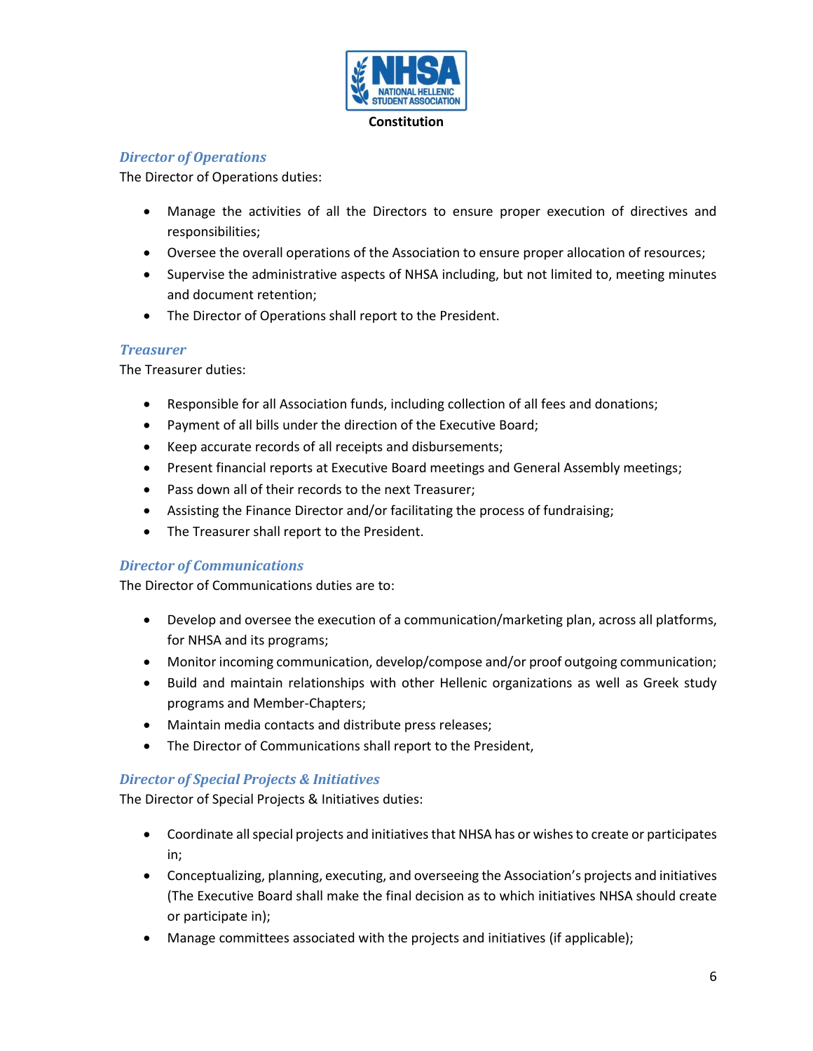### *Director of Operations*

The Director of Operations duties:

- Manage the activities of all the Directors to ensure proper execution of directives and responsibilities;
- Oversee the overall operations of the Association to ensure proper allocation of resources;
- Supervise the administrative aspects of NHSA including, but not limited to, meeting minutes and document retention;
- The Director of Operations shall report to the President.

### *Treasurer*

The Treasurer duties:

- Responsible for all Association funds, including collection of all fees and donations;
- Payment of all bills under the direction of the Executive Board;
- Keep accurate records of all receipts and disbursements;
- Present financial reports at Executive Board meetings and General Assembly meetings;
- Pass down all of their records to the next Treasurer;
- Assisting the Finance Director and/or facilitating the process of fundraising;
- The Treasurer shall report to the President.

### *Director of Communications*

The Director of Communications duties are to:

- Develop and oversee the execution of a communication/marketing plan, across all platforms, for NHSA and its programs;
- Monitor incoming communication, develop/compose and/or proof outgoing communication;
- Build and maintain relationships with other Hellenic organizations as well as Greek study programs and Member-Chapters;
- Maintain media contacts and distribute press releases;
- The Director of Communications shall report to the President,

### *Director of Special Projects & Initiatives*

The Director of Special Projects & Initiatives duties:

- Coordinate all special projects and initiatives that NHSA has or wishes to create or participates in;
- Conceptualizing, planning, executing, and overseeing the Association's projects and initiatives (The Executive Board shall make the final decision as to which initiatives NHSA should create or participate in);
- Manage committees associated with the projects and initiatives (if applicable);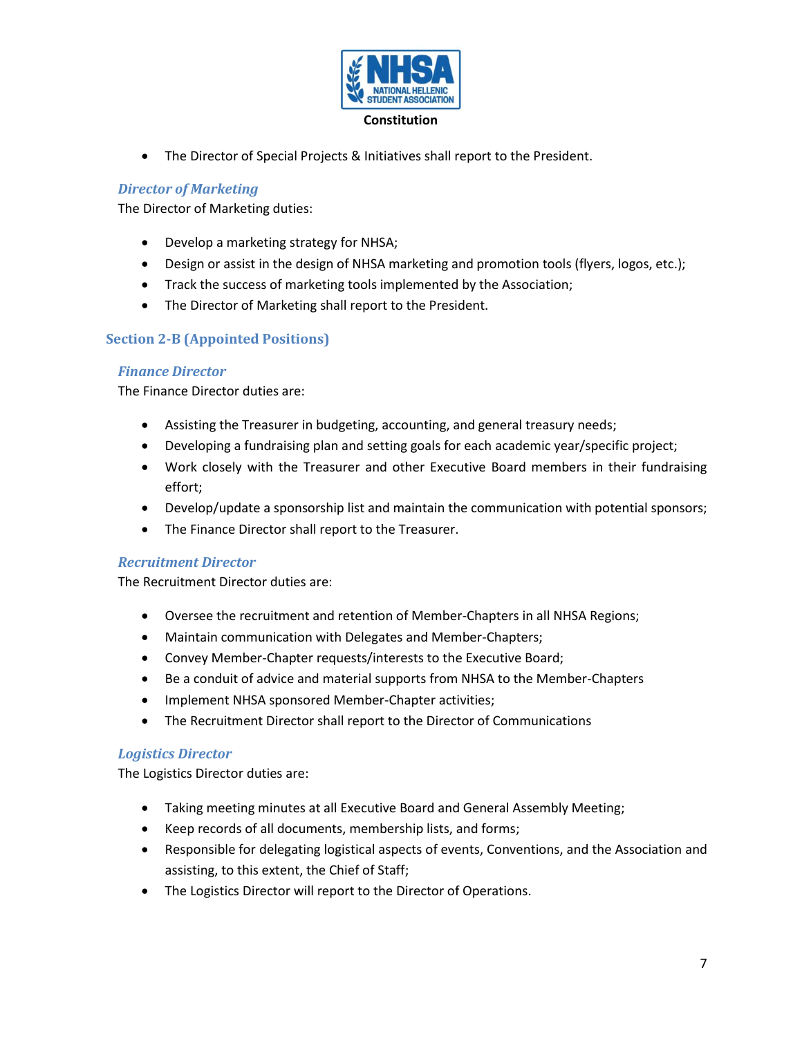- The Director of Special Projects & Initiatives shall report to the President.

### *Director of Marketing*

The Director of Marketing duties:

- Develop a marketing strategy for NHSA;
- Design or assist in the design of NHSA marketing and promotion tools (flyers, logos, etc.);
- Track the success of marketing tools implemented by the Association;
- The Director of Marketing shall report to the President.

## Section 2-B (Appointed Positions)

### *Finance Director*

The Finance Director duties are:

- Assisting the Treasurer in budgeting, accounting, and general treasury needs;
- Developing a fundraising plan and setting goals for each academic year/specific project;
- Work closely with the Treasurer and other Executive Board members in their fundraising effort;
- Develop/update a sponsorship list and maintain the communication with potential sponsors;
- The Finance Director shall report to the Treasurer.

### *Recruitment Director*

The Recruitment Director duties are:

- Oversee the recruitment and retention of Member-Chapters in all NHSA Regions;
- Maintain communication with Delegates and Member-Chapters;
- Convey Member-Chapter requests/interests to the Executive Board;
- Be a conduit of advice and material supports from NHSA to the Member-Chapters
- Implement NHSA sponsored Member-Chapter activities;
- The Recruitment Director shall report to the Director of Communications

### *Logistics Director*

The Logistics Director duties are:

- Taking meeting minutes at all Executive Board and General Assembly Meeting;
- Keep records of all documents, membership lists, and forms;
- Responsible for delegating logistical aspects of events, Conventions, and the Association and assisting, to this extent, the Chief of Staff;
- The Logistics Director will report to the Director of Operations.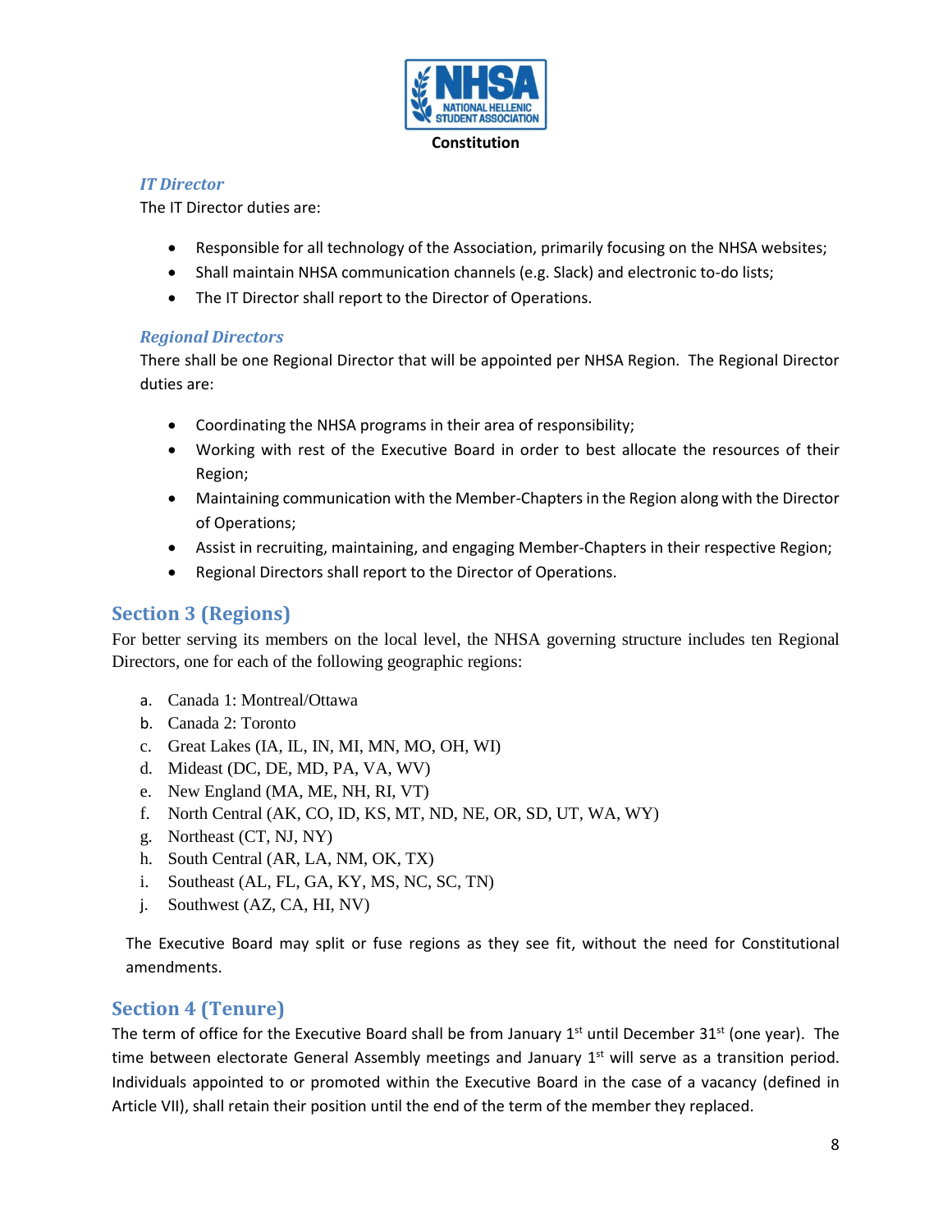### IT Director

The IT Director duties are:

- Responsible for all technology of the Association, primarily focusing on the NHSA websites;
- Shall maintain NHSA communication channels (e.g. Slack) and electronic to-do lists;
- The IT Director shall report to the Director of Operations.

### Regional Directors

There shall be one Regional Director that will be appointed per NHSA Region. The Regional Director duties are:

- Coordinating the NHSA programs in their area of responsibility;
- Working with rest of the Executive Board in order to best allocate the resources of their Region;
- Maintaining communication with the Member-Chapters in the Region along with the Director of Operations;
- Assist in recruiting, maintaining, and engaging Member-Chapters in their respective Region;
- Regional Directors shall report to the Director of Operations.

## Section 3 (Regions)

For better serving its members on the local level, the NHSA governing structure includes ten Regional Directors, one for each of the following geographic regions:

a. Canada 1: Montreal/Ottawa
b. Canada 2: Toronto
c. Great Lakes (IA, IL, IN, MI, MN, MO, OH, WI)
d. Mideast (DC, DE, MD, PA, VA, WV)
e. New England (MA, ME, NH, RI, VT)
f. North Central (AK, CO, ID, KS, MT, ND, NE, OR, SD, UT, WA, WY)
g. Northeast (CT, NJ, NY)
h. South Central (AR, LA, NM, OK, TX)
i. Southeast (AL, FL, GA, KY, MS, NC, SC, TN)
j. Southwest (AZ, CA, HI, NV)

The Executive Board may split or fuse regions as they see fit, without the need for Constitutional amendments.

## Section 4 (Tenure)

The term of office for the Executive Board shall be from January 1st until December 31st (one year). The time between electorate General Assembly meetings and January 1st will serve as a transition period. Individuals appointed to or promoted within the Executive Board in the case of a vacancy (defined in Article VII), shall retain their position until the end of the term of the member they replaced.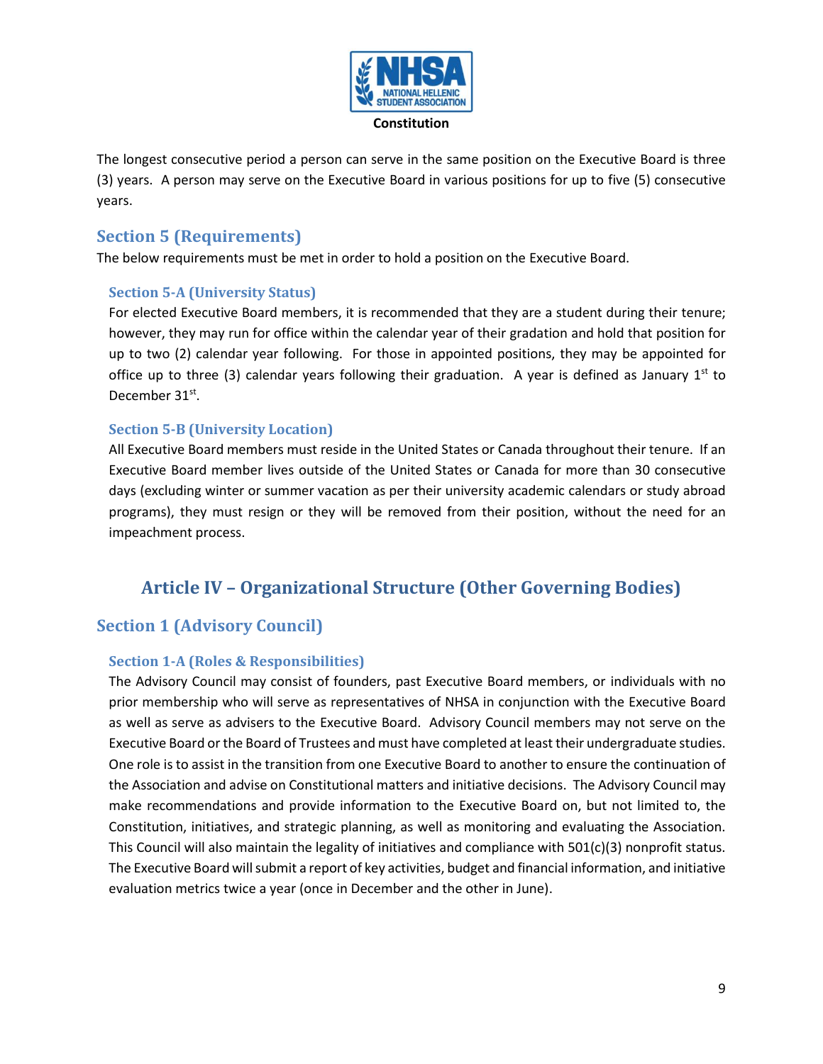The longest consecutive period a person can serve in the same position on the Executive Board is three (3) years. A person may serve on the Executive Board in various positions for up to five (5) consecutive years.

## Section 5 (Requirements)

The below requirements must be met in order to hold a position on the Executive Board.

### Section 5-A (University Status)

For elected Executive Board members, it is recommended that they are a student during their tenure; however, they may run for office within the calendar year of their gradation and hold that position for up to two (2) calendar year following. For those in appointed positions, they may be appointed for office up to three (3) calendar years following their graduation. A year is defined as January 1st to December 31st.

### Section 5-B (University Location)

All Executive Board members must reside in the United States or Canada throughout their tenure. If an Executive Board member lives outside of the United States or Canada for more than 30 consecutive days (excluding winter or summer vacation as per their university academic calendars or study abroad programs), they must resign or they will be removed from their position, without the need for an impeachment process.

# Article IV – Organizational Structure (Other Governing Bodies)

## Section 1 (Advisory Council)

### Section 1-A (Roles & Responsibilities)

The Advisory Council may consist of founders, past Executive Board members, or individuals with no prior membership who will serve as representatives of NHSA in conjunction with the Executive Board as well as serve as advisers to the Executive Board. Advisory Council members may not serve on the Executive Board or the Board of Trustees and must have completed at least their undergraduate studies. One role is to assist in the transition from one Executive Board to another to ensure the continuation of the Association and advise on Constitutional matters and initiative decisions. The Advisory Council may make recommendations and provide information to the Executive Board on, but not limited to, the Constitution, initiatives, and strategic planning, as well as monitoring and evaluating the Association. This Council will also maintain the legality of initiatives and compliance with 501(c)(3) nonprofit status. The Executive Board will submit a report of key activities, budget and financial information, and initiative evaluation metrics twice a year (once in December and the other in June).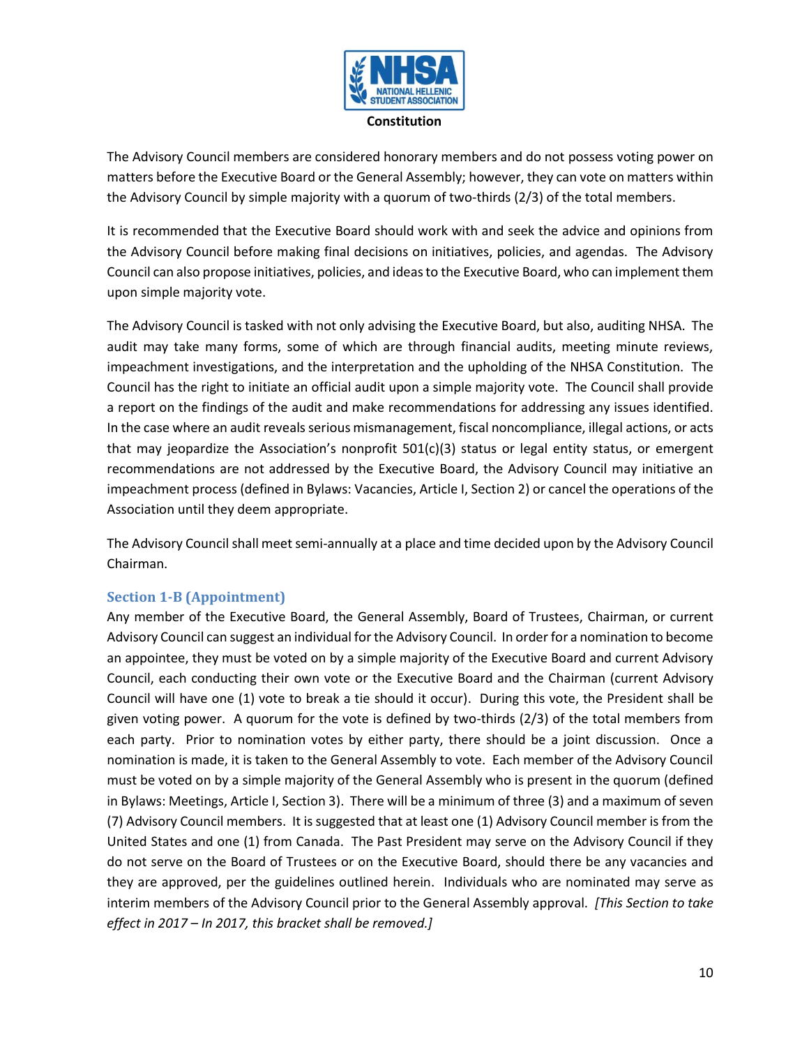The Advisory Council members are considered honorary members and do not possess voting power on matters before the Executive Board or the General Assembly; however, they can vote on matters within the Advisory Council by simple majority with a quorum of two-thirds (2/3) of the total members.

It is recommended that the Executive Board should work with and seek the advice and opinions from the Advisory Council before making final decisions on initiatives, policies, and agendas. The Advisory Council can also propose initiatives, policies, and ideas to the Executive Board, who can implement them upon simple majority vote.

The Advisory Council is tasked with not only advising the Executive Board, but also, auditing NHSA. The audit may take many forms, some of which are through financial audits, meeting minute reviews, impeachment investigations, and the interpretation and the upholding of the NHSA Constitution. The Council has the right to initiate an official audit upon a simple majority vote. The Council shall provide a report on the findings of the audit and make recommendations for addressing any issues identified. In the case where an audit reveals serious mismanagement, fiscal noncompliance, illegal actions, or acts that may jeopardize the Association's nonprofit 501(c)(3) status or legal entity status, or emergent recommendations are not addressed by the Executive Board, the Advisory Council may initiative an impeachment process (defined in Bylaws: Vacancies, Article I, Section 2) or cancel the operations of the Association until they deem appropriate.

The Advisory Council shall meet semi-annually at a place and time decided upon by the Advisory Council Chairman.

### Section 1-B (Appointment)

Any member of the Executive Board, the General Assembly, Board of Trustees, Chairman, or current Advisory Council can suggest an individual for the Advisory Council. In order for a nomination to become an appointee, they must be voted on by a simple majority of the Executive Board and current Advisory Council, each conducting their own vote or the Executive Board and the Chairman (current Advisory Council will have one (1) vote to break a tie should it occur). During this vote, the President shall be given voting power. A quorum for the vote is defined by two-thirds (2/3) of the total members from each party. Prior to nomination votes by either party, there should be a joint discussion. Once a nomination is made, it is taken to the General Assembly to vote. Each member of the Advisory Council must be voted on by a simple majority of the General Assembly who is present in the quorum (defined in Bylaws: Meetings, Article I, Section 3). There will be a minimum of three (3) and a maximum of seven (7) Advisory Council members. It is suggested that at least one (1) Advisory Council member is from the United States and one (1) from Canada. The Past President may serve on the Advisory Council if they do not serve on the Board of Trustees or on the Executive Board, should there be any vacancies and they are approved, per the guidelines outlined herein. Individuals who are nominated may serve as interim members of the Advisory Council prior to the General Assembly approval. *[This Section to take effect in 2017 – In 2017, this bracket shall be removed.]*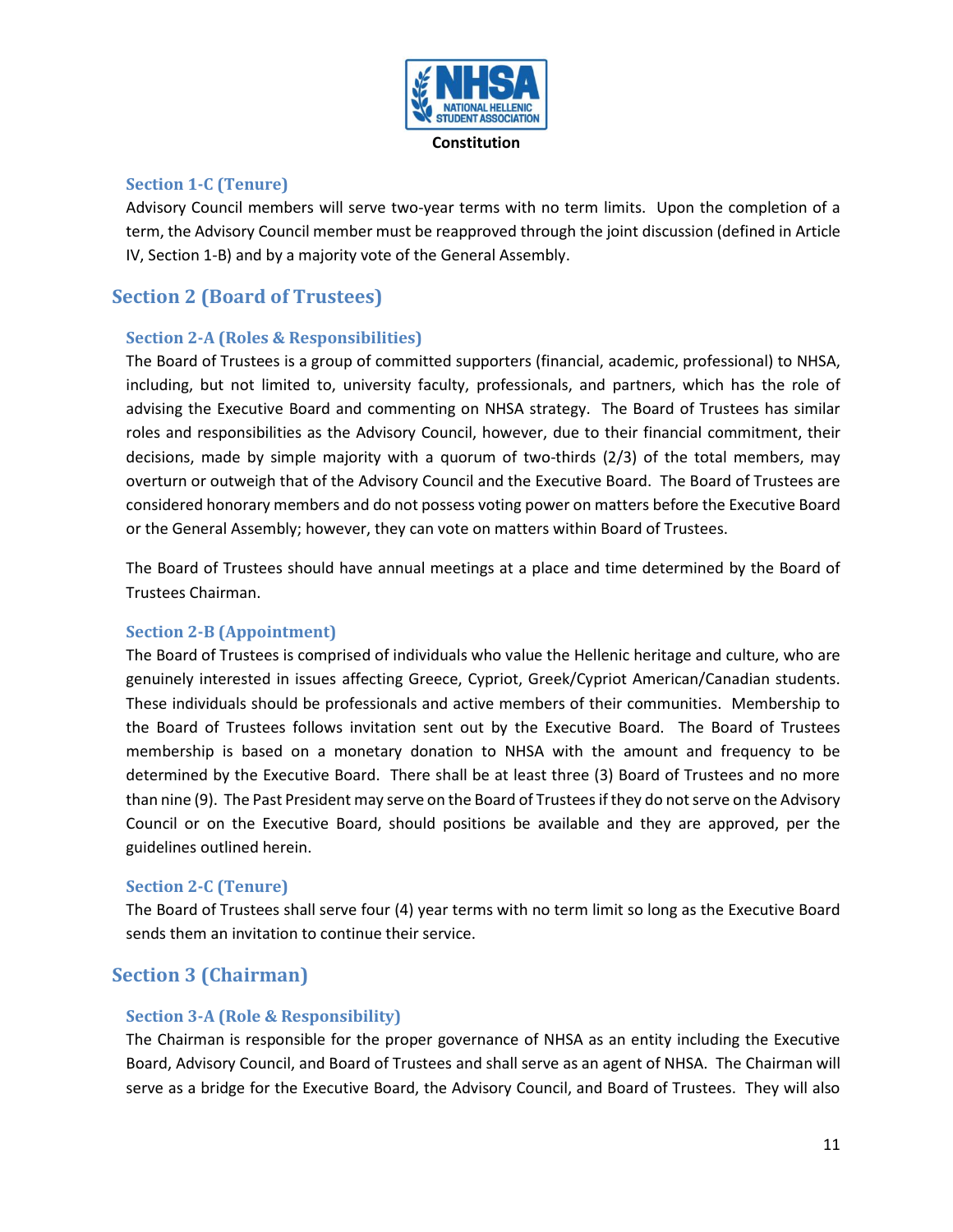### Section 1-C (Tenure)

Advisory Council members will serve two-year terms with no term limits. Upon the completion of a term, the Advisory Council member must be reapproved through the joint discussion (defined in Article IV, Section 1-B) and by a majority vote of the General Assembly.

## Section 2 (Board of Trustees)

### Section 2-A (Roles & Responsibilities)

The Board of Trustees is a group of committed supporters (financial, academic, professional) to NHSA, including, but not limited to, university faculty, professionals, and partners, which has the role of advising the Executive Board and commenting on NHSA strategy. The Board of Trustees has similar roles and responsibilities as the Advisory Council, however, due to their financial commitment, their decisions, made by simple majority with a quorum of two-thirds (2/3) of the total members, may overturn or outweigh that of the Advisory Council and the Executive Board. The Board of Trustees are considered honorary members and do not possess voting power on matters before the Executive Board or the General Assembly; however, they can vote on matters within Board of Trustees.

The Board of Trustees should have annual meetings at a place and time determined by the Board of Trustees Chairman.

### Section 2-B (Appointment)

The Board of Trustees is comprised of individuals who value the Hellenic heritage and culture, who are genuinely interested in issues affecting Greece, Cypriot, Greek/Cypriot American/Canadian students. These individuals should be professionals and active members of their communities. Membership to the Board of Trustees follows invitation sent out by the Executive Board. The Board of Trustees membership is based on a monetary donation to NHSA with the amount and frequency to be determined by the Executive Board. There shall be at least three (3) Board of Trustees and no more than nine (9). The Past President may serve on the Board of Trustees if they do not serve on the Advisory Council or on the Executive Board, should positions be available and they are approved, per the guidelines outlined herein.

### Section 2-C (Tenure)

The Board of Trustees shall serve four (4) year terms with no term limit so long as the Executive Board sends them an invitation to continue their service.

## Section 3 (Chairman)

### Section 3-A (Role & Responsibility)

The Chairman is responsible for the proper governance of NHSA as an entity including the Executive Board, Advisory Council, and Board of Trustees and shall serve as an agent of NHSA. The Chairman will serve as a bridge for the Executive Board, the Advisory Council, and Board of Trustees. They will also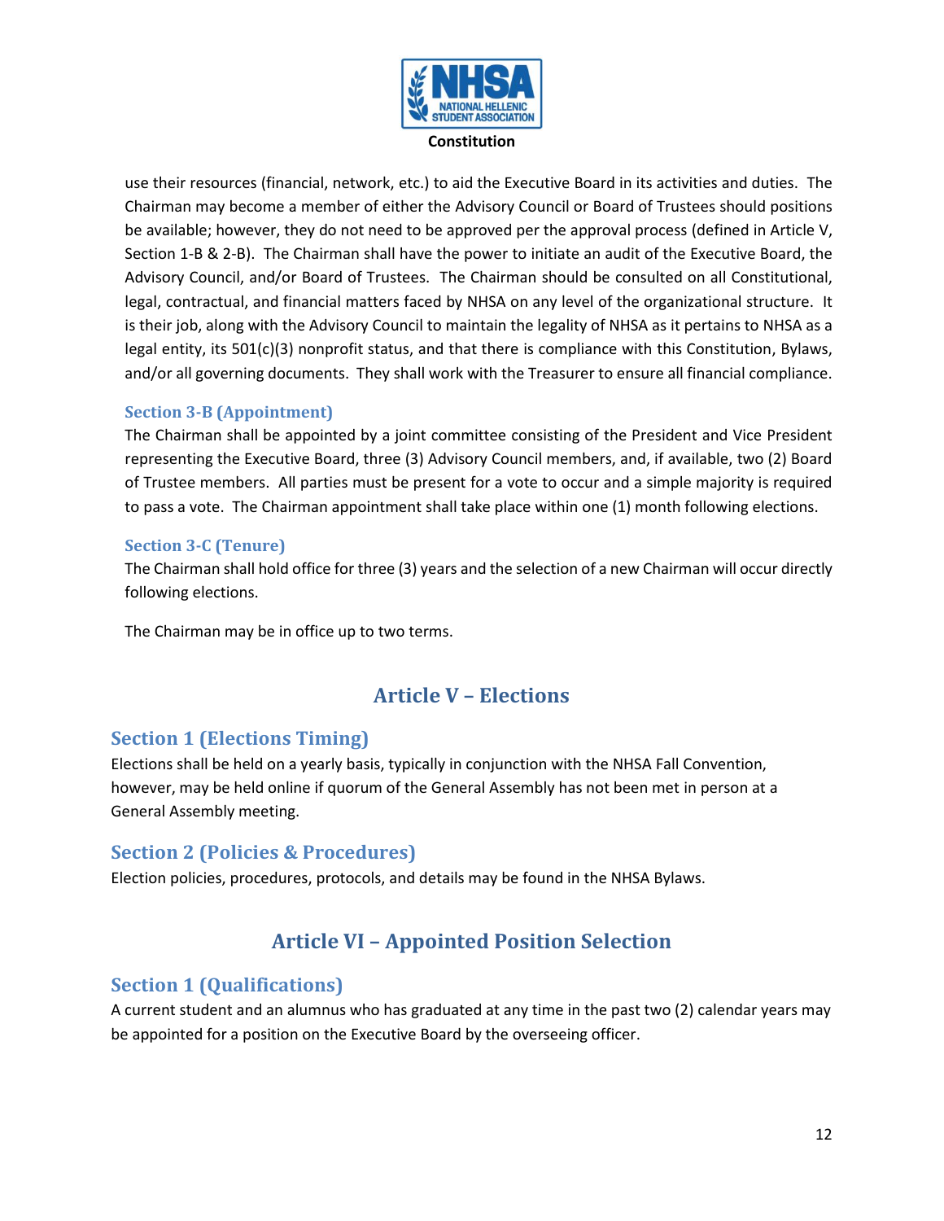use their resources (financial, network, etc.) to aid the Executive Board in its activities and duties. The Chairman may become a member of either the Advisory Council or Board of Trustees should positions be available; however, they do not need to be approved per the approval process (defined in Article V, Section 1-B & 2-B). The Chairman shall have the power to initiate an audit of the Executive Board, the Advisory Council, and/or Board of Trustees. The Chairman should be consulted on all Constitutional, legal, contractual, and financial matters faced by NHSA on any level of the organizational structure. It is their job, along with the Advisory Council to maintain the legality of NHSA as it pertains to NHSA as a legal entity, its 501(c)(3) nonprofit status, and that there is compliance with this Constitution, Bylaws, and/or all governing documents. They shall work with the Treasurer to ensure all financial compliance.

### Section 3-B (Appointment)

The Chairman shall be appointed by a joint committee consisting of the President and Vice President representing the Executive Board, three (3) Advisory Council members, and, if available, two (2) Board of Trustee members. All parties must be present for a vote to occur and a simple majority is required to pass a vote. The Chairman appointment shall take place within one (1) month following elections.

### Section 3-C (Tenure)

The Chairman shall hold office for three (3) years and the selection of a new Chairman will occur directly following elections.

The Chairman may be in office up to two terms.

# Article V – Elections

## Section 1 (Elections Timing)

Elections shall be held on a yearly basis, typically in conjunction with the NHSA Fall Convention, however, may be held online if quorum of the General Assembly has not been met in person at a General Assembly meeting.

## Section 2 (Policies & Procedures)

Election policies, procedures, protocols, and details may be found in the NHSA Bylaws.

# Article VI – Appointed Position Selection

## Section 1 (Qualifications)

A current student and an alumnus who has graduated at any time in the past two (2) calendar years may be appointed for a position on the Executive Board by the overseeing officer.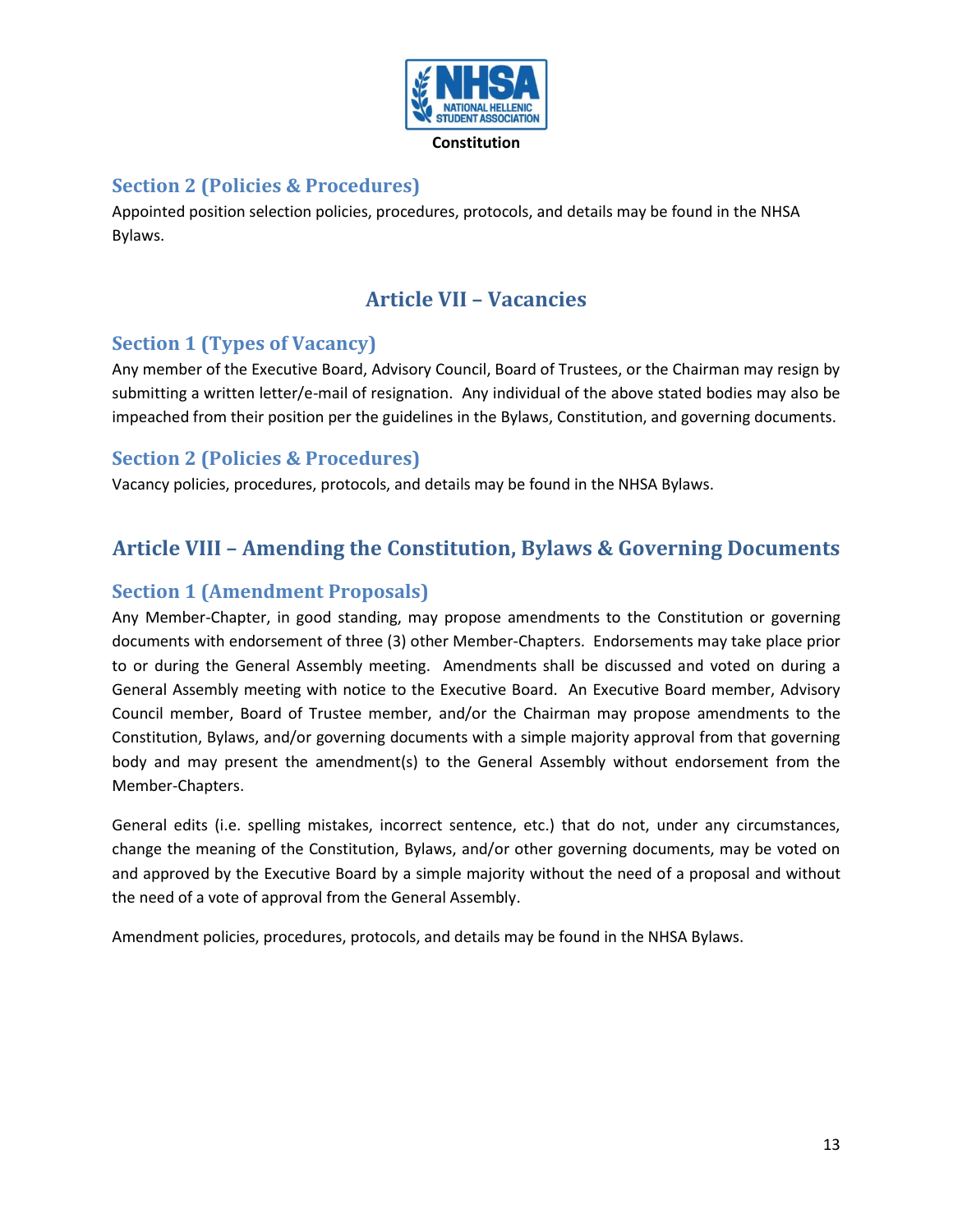### Section 2 (Policies & Procedures)

Appointed position selection policies, procedures, protocols, and details may be found in the NHSA Bylaws.

## Article VII – Vacancies

### Section 1 (Types of Vacancy)

Any member of the Executive Board, Advisory Council, Board of Trustees, or the Chairman may resign by submitting a written letter/e-mail of resignation. Any individual of the above stated bodies may also be impeached from their position per the guidelines in the Bylaws, Constitution, and governing documents.

### Section 2 (Policies & Procedures)

Vacancy policies, procedures, protocols, and details may be found in the NHSA Bylaws.

## Article VIII – Amending the Constitution, Bylaws & Governing Documents

### Section 1 (Amendment Proposals)

Any Member-Chapter, in good standing, may propose amendments to the Constitution or governing documents with endorsement of three (3) other Member-Chapters. Endorsements may take place prior to or during the General Assembly meeting. Amendments shall be discussed and voted on during a General Assembly meeting with notice to the Executive Board. An Executive Board member, Advisory Council member, Board of Trustee member, and/or the Chairman may propose amendments to the Constitution, Bylaws, and/or governing documents with a simple majority approval from that governing body and may present the amendment(s) to the General Assembly without endorsement from the Member-Chapters.

General edits (i.e. spelling mistakes, incorrect sentence, etc.) that do not, under any circumstances, change the meaning of the Constitution, Bylaws, and/or other governing documents, may be voted on and approved by the Executive Board by a simple majority without the need of a proposal and without the need of a vote of approval from the General Assembly.

Amendment policies, procedures, protocols, and details may be found in the NHSA Bylaws.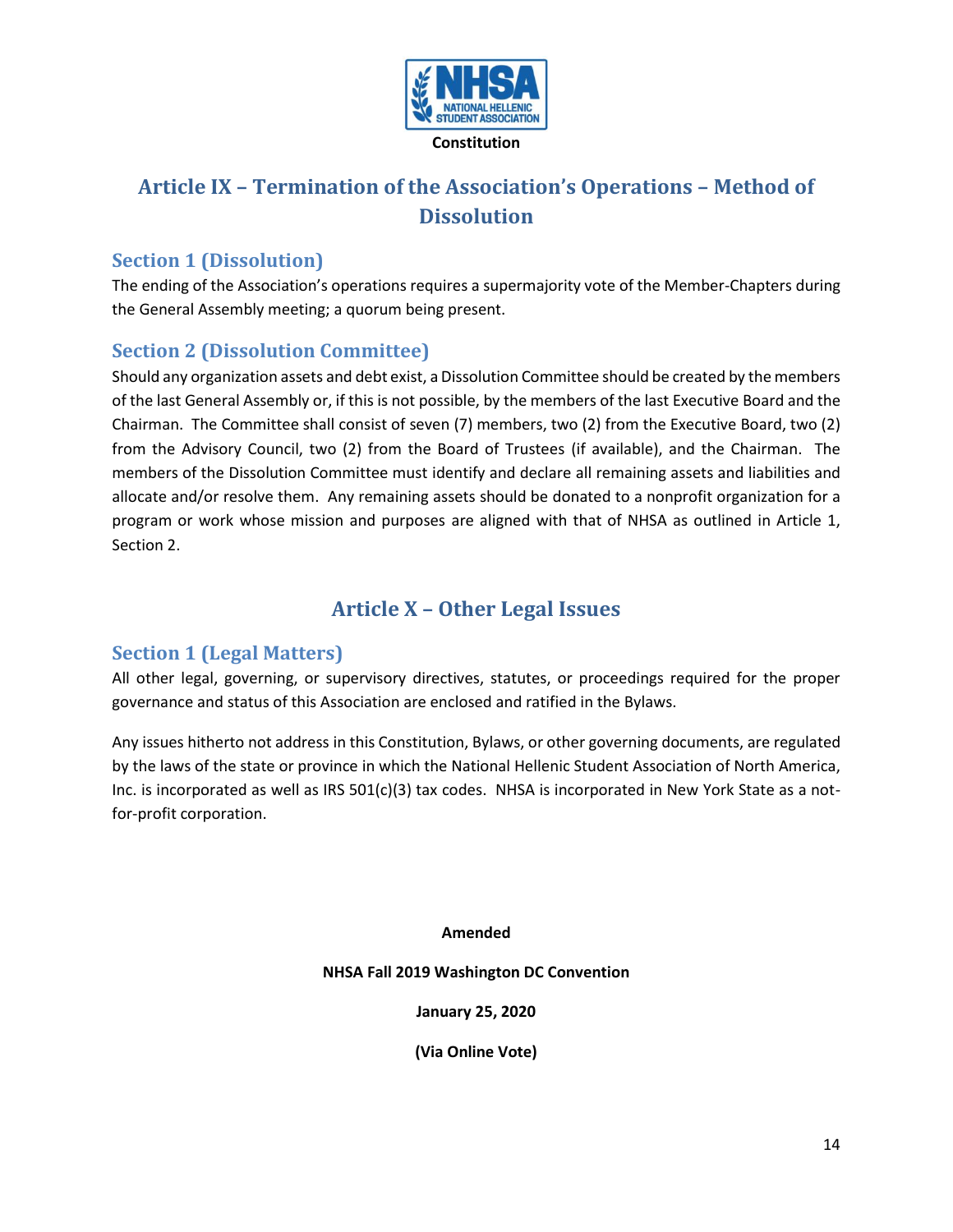Constitution

## Article IX – Termination of the Association's Operations – Method of Dissolution

### Section 1 (Dissolution)

The ending of the Association's operations requires a supermajority vote of the Member-Chapters during the General Assembly meeting; a quorum being present.

### Section 2 (Dissolution Committee)

Should any organization assets and debt exist, a Dissolution Committee should be created by the members of the last General Assembly or, if this is not possible, by the members of the last Executive Board and the Chairman. The Committee shall consist of seven (7) members, two (2) from the Executive Board, two (2) from the Advisory Council, two (2) from the Board of Trustees (if available), and the Chairman. The members of the Dissolution Committee must identify and declare all remaining assets and liabilities and allocate and/or resolve them. Any remaining assets should be donated to a nonprofit organization for a program or work whose mission and purposes are aligned with that of NHSA as outlined in Article 1, Section 2.

## Article X – Other Legal Issues

### Section 1 (Legal Matters)

All other legal, governing, or supervisory directives, statutes, or proceedings required for the proper governance and status of this Association are enclosed and ratified in the Bylaws.

Any issues hitherto not address in this Constitution, Bylaws, or other governing documents, are regulated by the laws of the state or province in which the National Hellenic Student Association of North America, Inc. is incorporated as well as IRS 501(c)(3) tax codes. NHSA is incorporated in New York State as a not-for-profit corporation.

**Amended**

**NHSA Fall 2019 Washington DC Convention**

**January 25, 2020**

**(Via Online Vote)**